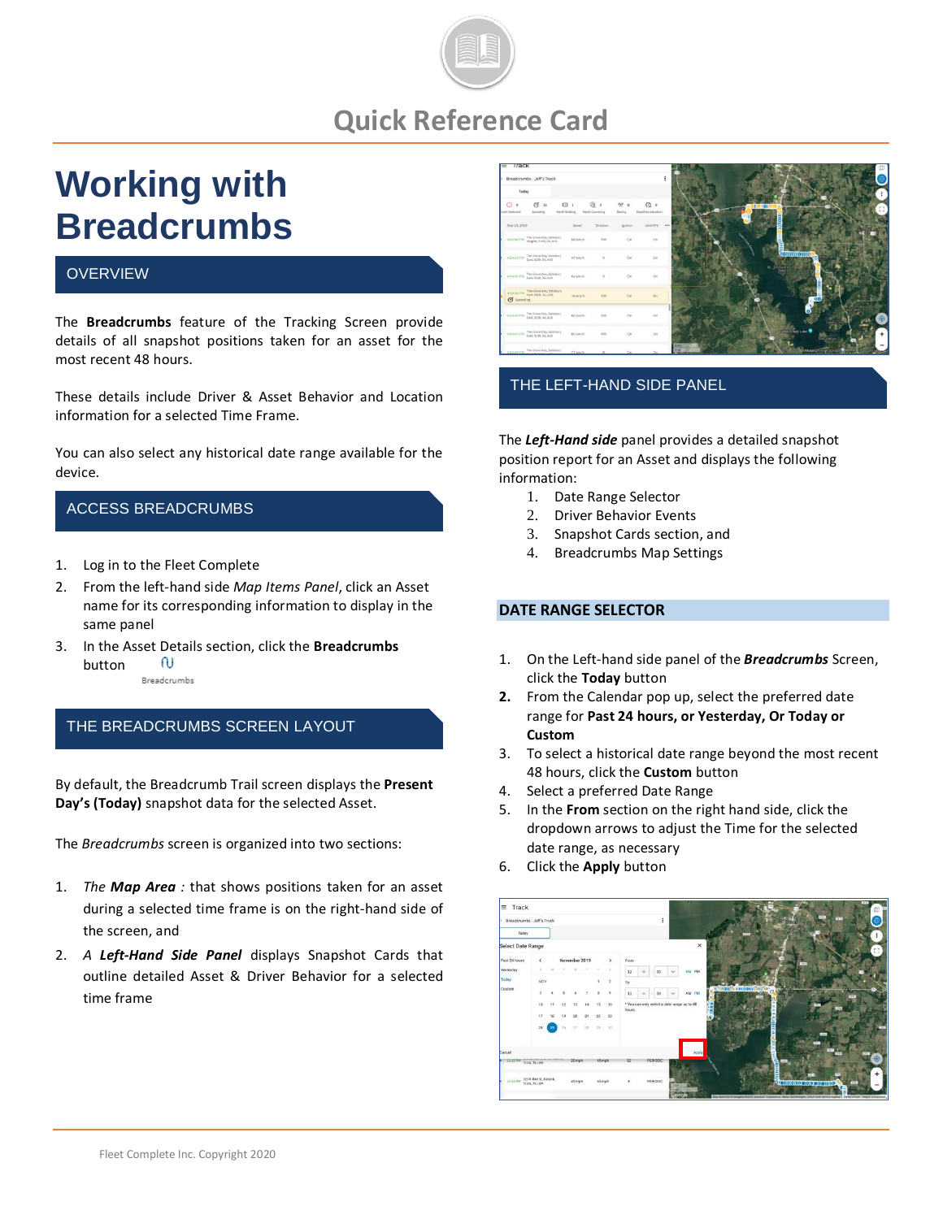# Quick Reference Card

# Working with Breadcrumbs

## OVERVIEW

The **Breadcrumbs** feature of the Tracking Screen provide details of all snapshot positions taken for an asset for the most recent 48 hours.

These details include Driver & Asset Behavior and Location information for a selected Time Frame.

You can also select any historical date range available for the device.

## ACCESS BREADCRUMBS

1. Log in to the Fleet Complete
2. From the left-hand side *Map Items Panel*, click an Asset name for its corresponding information to display in the same panel
3. In the Asset Details section, click the **Breadcrumbs** button

## THE BREADCRUMBS SCREEN LAYOUT

By default, the Breadcrumb Trail screen displays the **Present Day's (Today)** snapshot data for the selected Asset.

The *Breadcrumbs* screen is organized into two sections:

1. *The **Map Area** :* that shows positions taken for an asset during a selected time frame is on the right-hand side of the screen, and
2. *A **Left-Hand Side Panel*** displays Snapshot Cards that outline detailed Asset & Driver Behavior for a selected time frame

## THE LEFT-HAND SIDE PANEL

The ***Left-Hand side*** panel provides a detailed snapshot position report for an Asset and displays the following information:

1. Date Range Selector
2. Driver Behavior Events
3. Snapshot Cards section, and
4. Breadcrumbs Map Settings

## DATE RANGE SELECTOR

1. On the Left-hand side panel of the ***Breadcrumbs*** Screen, click the **Today** button
2. From the Calendar pop up, select the preferred date range for **Past 24 hours, or Yesterday, Or Today or Custom**
3. To select a historical date range beyond the most recent 48 hours, click the **Custom** button
4. Select a preferred Date Range
5. In the **From** section on the right hand side, click the dropdown arrows to adjust the Time for the selected date range, as necessary
6. Click the **Apply** button

Fleet Complete Inc. Copyright 2020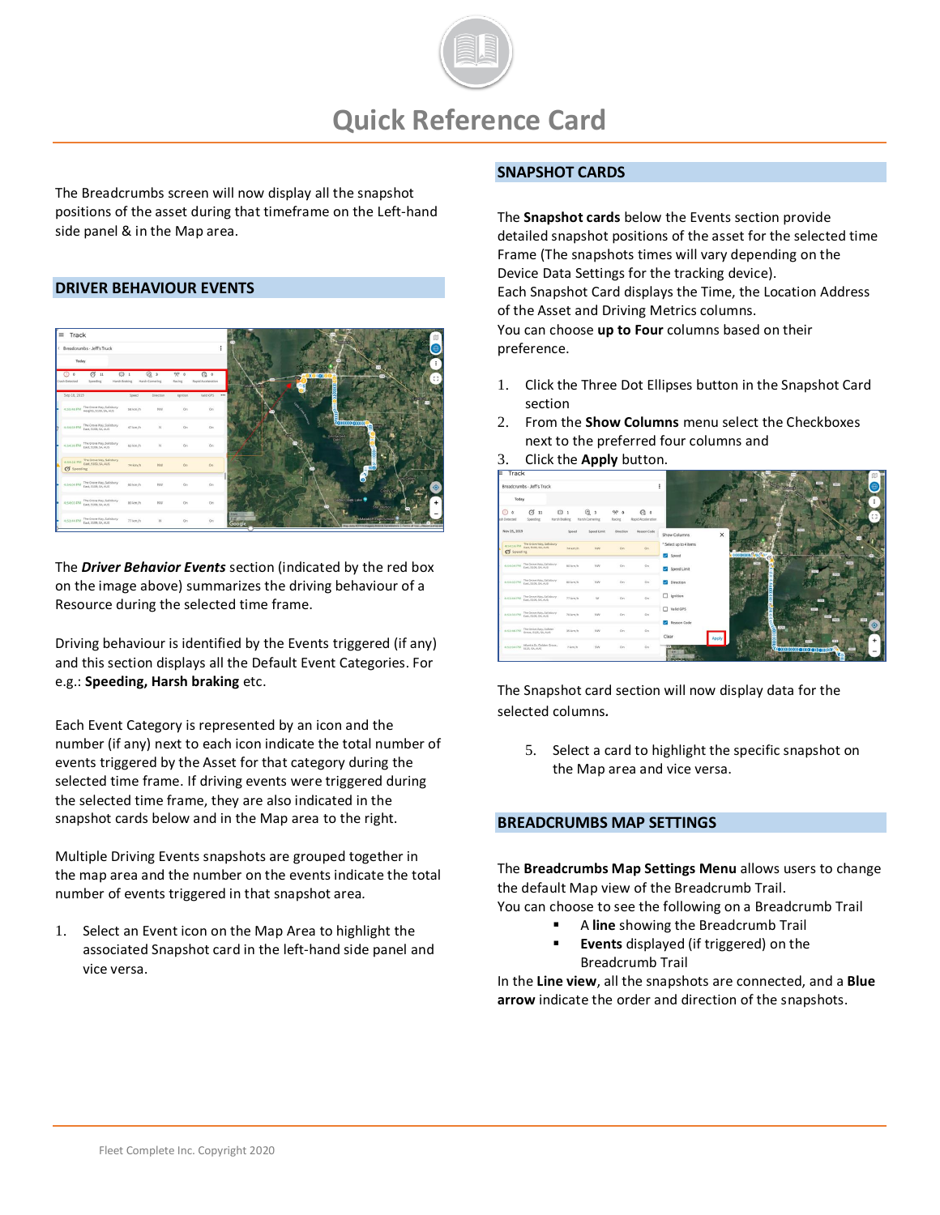# Quick Reference Card

The Breadcrumbs screen will now display all the snapshot positions of the asset during that timeframe on the Left-hand side panel & in the Map area.

## DRIVER BEHAVIOUR EVENTS

The ***Driver Behavior Events*** section (indicated by the red box on the image above) summarizes the driving behaviour of a Resource during the selected time frame.

Driving behaviour is identified by the Events triggered (if any) and this section displays all the Default Event Categories. For e.g.: **Speeding, Harsh braking** etc.

Each Event Category is represented by an icon and the number (if any) next to each icon indicate the total number of events triggered by the Asset for that category during the selected time frame. If driving events were triggered during the selected time frame, they are also indicated in the snapshot cards below and in the Map area to the right.

Multiple Driving Events snapshots are grouped together in the map area and the number on the events indicate the total number of events triggered in that snapshot area.

1. Select an Event icon on the Map Area to highlight the associated Snapshot card in the left-hand side panel and vice versa.

## SNAPSHOT CARDS

The **Snapshot cards** below the Events section provide detailed snapshot positions of the asset for the selected time Frame (The snapshots times will vary depending on the Device Data Settings for the tracking device).
Each Snapshot Card displays the Time, the Location Address of the Asset and Driving Metrics columns.
You can choose **up to Four** columns based on their preference.

1. Click the Three Dot Ellipses button in the Snapshot Card section
2. From the **Show Columns** menu select the Checkboxes next to the preferred four columns and
3. Click the **Apply** button.

The Snapshot card section will now display data for the selected columns.

5. Select a card to highlight the specific snapshot on the Map area and vice versa.

## BREADCRUMBS MAP SETTINGS

The **Breadcrumbs Map Settings Menu** allows users to change the default Map view of the Breadcrumb Trail.
You can choose to see the following on a Breadcrumb Trail

- A **line** showing the Breadcrumb Trail
- **Events** displayed (if triggered) on the Breadcrumb Trail

In the **Line view**, all the snapshots are connected, and a **Blue arrow** indicate the order and direction of the snapshots.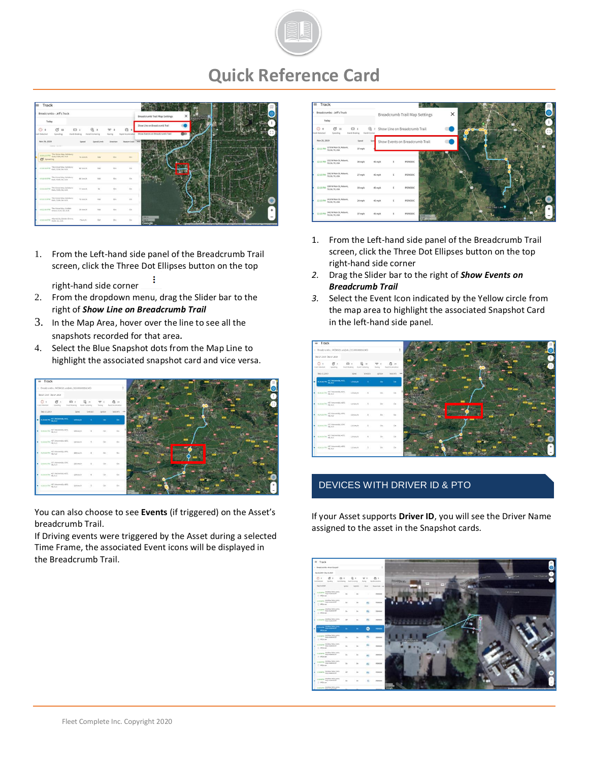# Quick Reference Card

1. From the Left-hand side panel of the Breadcrumb Trail screen, click the Three Dot Ellipses button on the top right-hand side corner ⋮
2. From the dropdown menu, drag the Slider bar to the right of ***Show Line on Breadcrumb Trail***
3. In the Map Area, hover over the line to see all the snapshots recorded for that area.
4. Select the Blue Snapshot dots from the Map Line to highlight the associated snapshot card and vice versa.

You can also choose to see **Events** (if triggered) on the Asset's breadcrumb Trail.
If Driving events were triggered by the Asset during a selected Time Frame, the associated Event icons will be displayed in the Breadcrumb Trail.

1. From the Left-hand side panel of the Breadcrumb Trail screen, click the Three Dot Ellipses button on the top right-hand side corner
2. Drag the Slider bar to the right of ***Show Events on Breadcrumb Trail***
3. Select the Event Icon indicated by the Yellow circle from the map area to highlight the associated Snapshot Card in the left-hand side panel.

## DEVICES WITH DRIVER ID & PTO

If your Asset supports **Driver ID**, you will see the Driver Name assigned to the asset in the Snapshot cards.

Fleet Complete Inc. Copyright 2020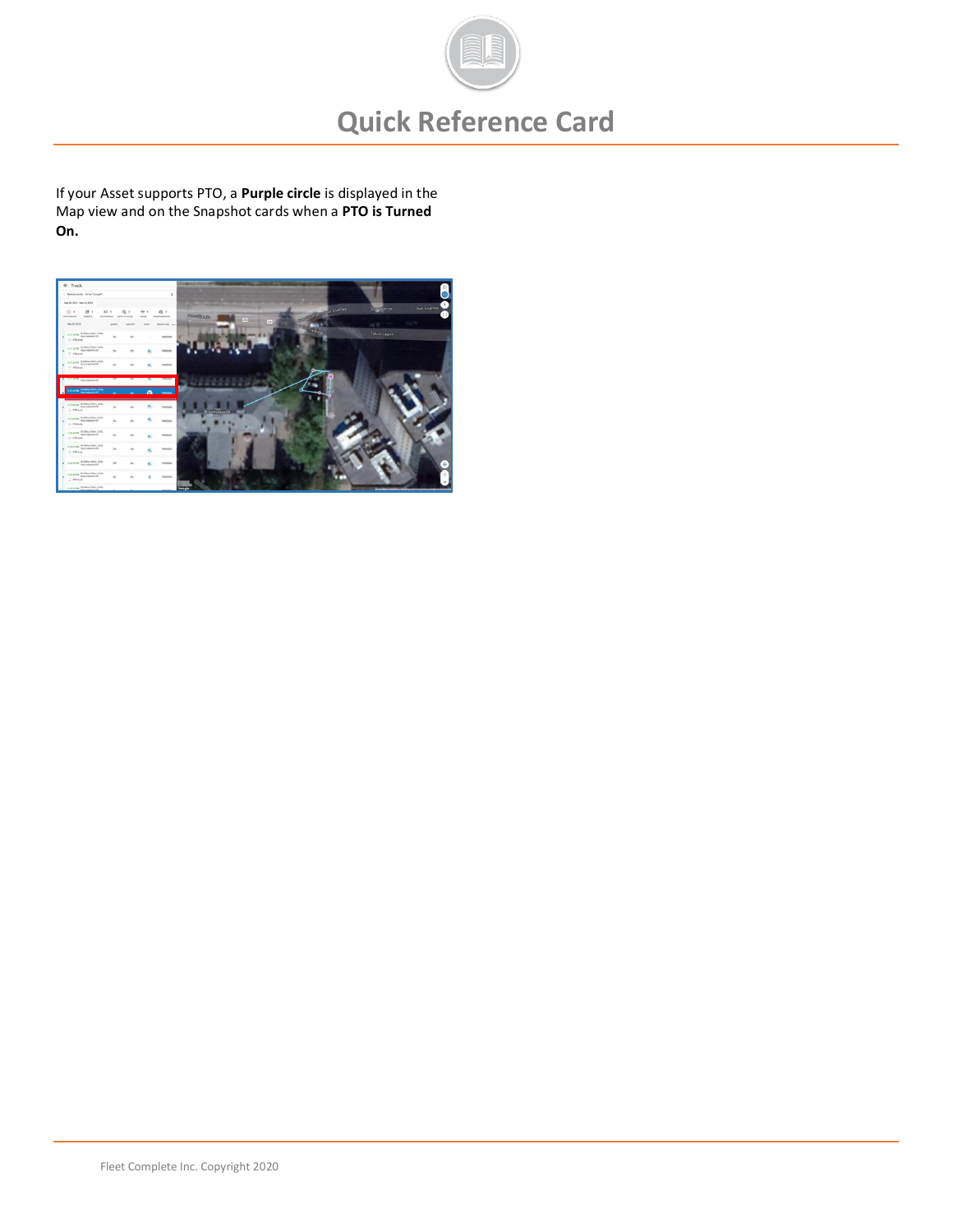If your Asset supports PTO, a **Purple circle** is displayed in the Map view and on the Snapshot cards when a **PTO is Turned On.**